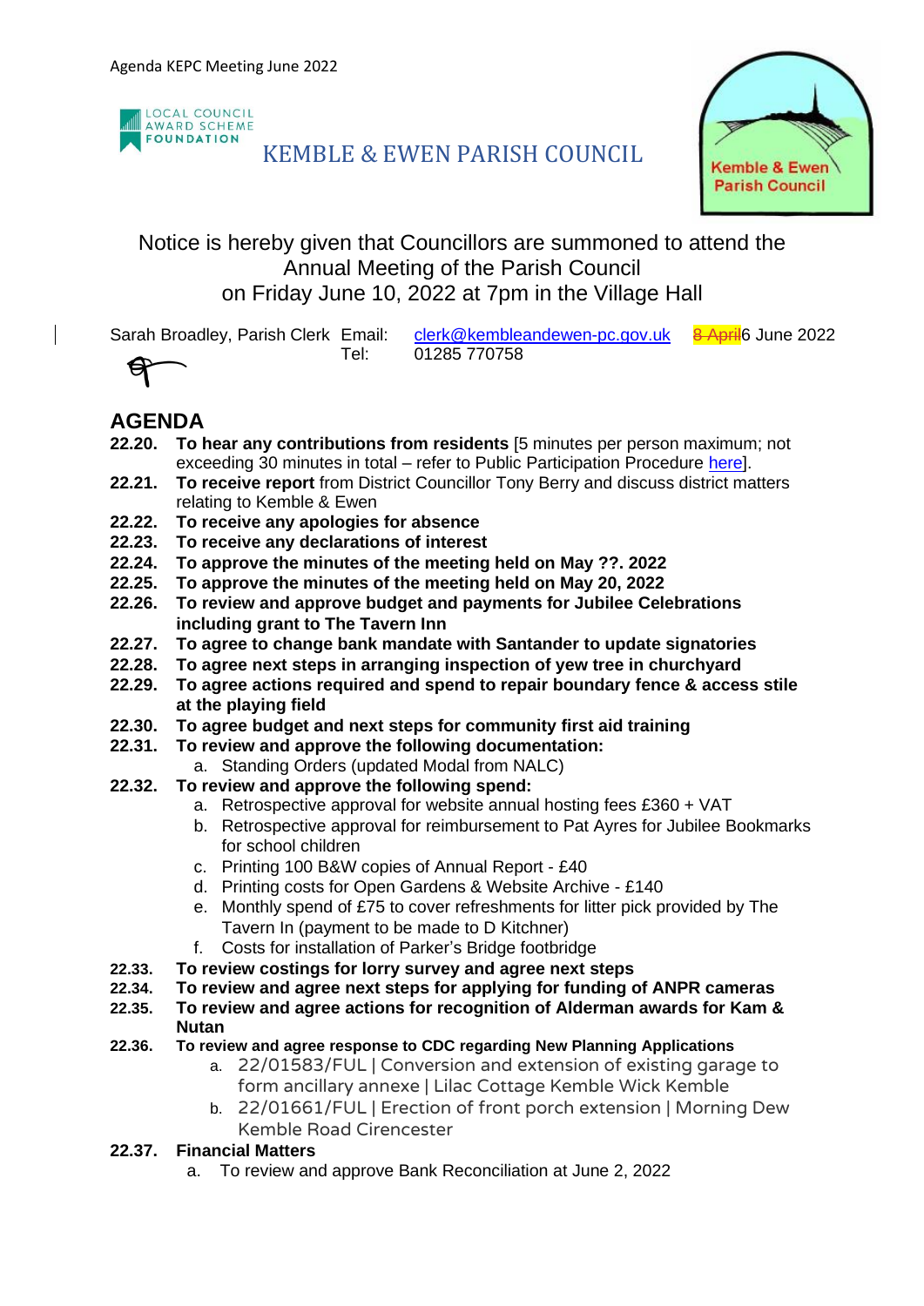LOCAL COUNCIL AWARD SCHEME FOUNDATION

# KEMBLE & EWEN PARISH COUNCIL

Kemble & Ewen Parish Council

Notice is hereby given that Councillors are summoned to attend the Annual Meeting of the Parish Council on Friday June 10, 2022 at 7pm in the Village Hall

Sarah Broadley, Parish Clerk Email: clerk@kembleandewen-pc.gov.uk ~~8 April~~6 June 2022
Tel: 01285 770758

## AGENDA

**22.20. To hear any contributions from residents** [5 minutes per person maximum; not exceeding 30 minutes in total – refer to Public Participation Procedure here].

**22.21. To receive report** from District Councillor Tony Berry and discuss district matters relating to Kemble & Ewen

**22.22. To receive any apologies for absence**

**22.23. To receive any declarations of interest**

**22.24. To approve the minutes of the meeting held on May ??. 2022**

**22.25. To approve the minutes of the meeting held on May 20, 2022**

**22.26. To review and approve budget and payments for Jubilee Celebrations including grant to The Tavern Inn**

**22.27. To agree to change bank mandate with Santander to update signatories**

**22.28. To agree next steps in arranging inspection of yew tree in churchyard**

**22.29. To agree actions required and spend to repair boundary fence & access stile at the playing field**

**22.30. To agree budget and next steps for community first aid training**

**22.31. To review and approve the following documentation:**

a. Standing Orders (updated Modal from NALC)

**22.32. To review and approve the following spend:**

a. Retrospective approval for website annual hosting fees £360 + VAT
b. Retrospective approval for reimbursement to Pat Ayres for Jubilee Bookmarks for school children
c. Printing 100 B&W copies of Annual Report - £40
d. Printing costs for Open Gardens & Website Archive - £140
e. Monthly spend of £75 to cover refreshments for litter pick provided by The Tavern In (payment to be made to D Kitchner)
f. Costs for installation of Parker's Bridge footbridge

**22.33. To review costings for lorry survey and agree next steps**

**22.34. To review and agree next steps for applying for funding of ANPR cameras**

**22.35. To review and agree actions for recognition of Alderman awards for Kam & Nutan**

**22.36. To review and agree response to CDC regarding New Planning Applications**

a. 22/01583/FUL | Conversion and extension of existing garage to form ancillary annexe | Lilac Cottage Kemble Wick Kemble
b. 22/01661/FUL | Erection of front porch extension | Morning Dew Kemble Road Cirencester

**22.37. Financial Matters**

a. To review and approve Bank Reconciliation at June 2, 2022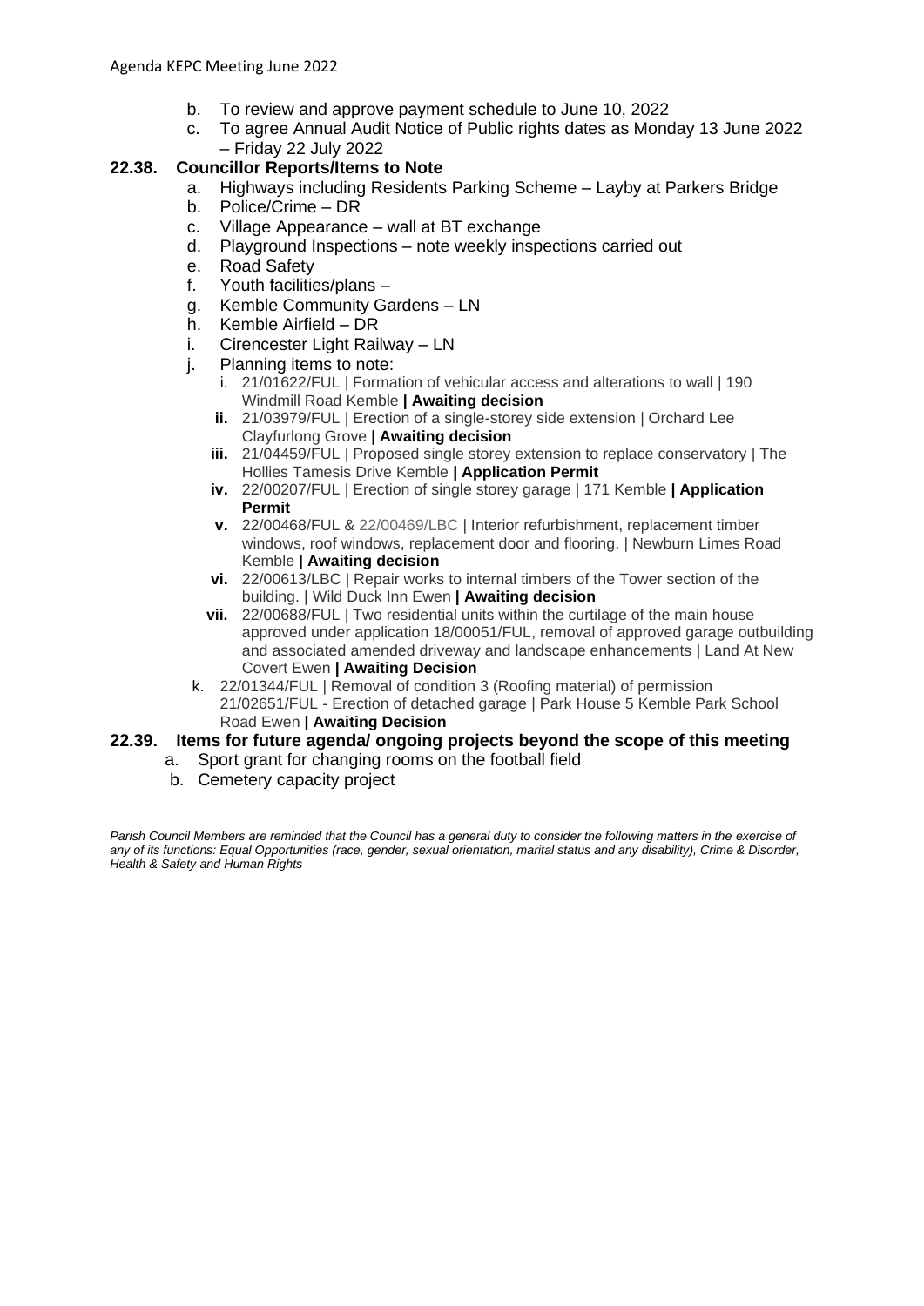b. To review and approve payment schedule to June 10, 2022
c. To agree Annual Audit Notice of Public rights dates as Monday 13 June 2022 – Friday 22 July 2022

**22.38. Councillor Reports/Items to Note**

a. Highways including Residents Parking Scheme – Layby at Parkers Bridge
b. Police/Crime – DR
c. Village Appearance – wall at BT exchange
d. Playground Inspections – note weekly inspections carried out
e. Road Safety
f. Youth facilities/plans –
g. Kemble Community Gardens – LN
h. Kemble Airfield – DR
i. Cirencester Light Railway – LN
j. Planning items to note:
   i. 21/01622/FUL | Formation of vehicular access and alterations to wall | 190 Windmill Road Kemble **| Awaiting decision**
   **ii.** 21/03979/FUL | Erection of a single-storey side extension | Orchard Lee Clayfurlong Grove **| Awaiting decision**
   **iii.** 21/04459/FUL | Proposed single storey extension to replace conservatory | The Hollies Tamesis Drive Kemble **| Application Permit**
   **iv.** 22/00207/FUL | Erection of single storey garage | 171 Kemble **| Application Permit**
   **v.** 22/00468/FUL & 22/00469/LBC | Interior refurbishment, replacement timber windows, roof windows, replacement door and flooring. | Newburn Limes Road Kemble **| Awaiting decision**
   **vi.** 22/00613/LBC | Repair works to internal timbers of the Tower section of the building. | Wild Duck Inn Ewen **| Awaiting decision**
   **vii.** 22/00688/FUL | Two residential units within the curtilage of the main house approved under application 18/00051/FUL, removal of approved garage outbuilding and associated amended driveway and landscape enhancements | Land At New Covert Ewen **| Awaiting Decision**
k. 22/01344/FUL | Removal of condition 3 (Roofing material) of permission 21/02651/FUL - Erection of detached garage | Park House 5 Kemble Park School Road Ewen **| Awaiting Decision**

**22.39. Items for future agenda/ ongoing projects beyond the scope of this meeting**

a. Sport grant for changing rooms on the football field
b. Cemetery capacity project

*Parish Council Members are reminded that the Council has a general duty to consider the following matters in the exercise of any of its functions: Equal Opportunities (race, gender, sexual orientation, marital status and any disability), Crime & Disorder, Health & Safety and Human Rights*